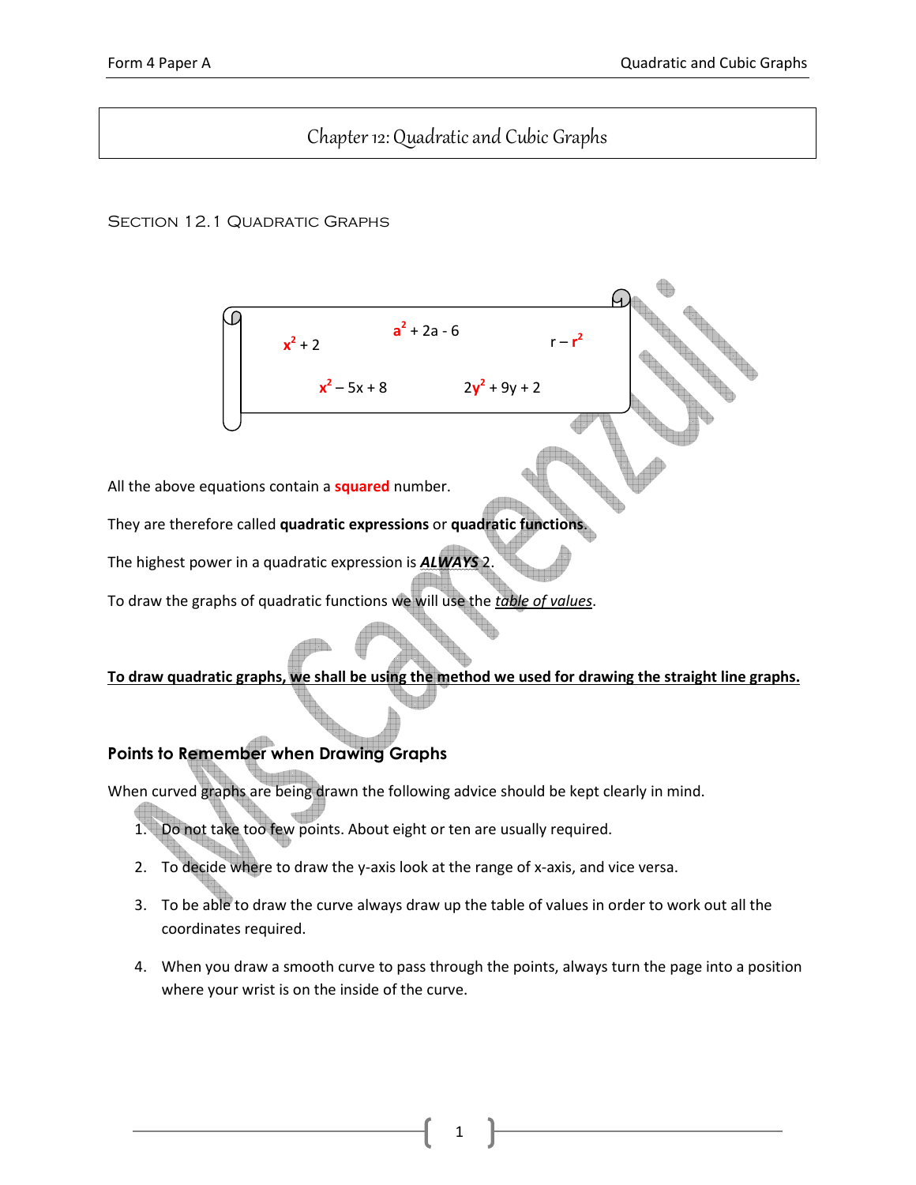# Chapter 12: Quadratic and Cubic Graphs

## Section 12.1 Quadratic Graphs

$x^2 + 2$ $\quad$ $a^2 + 2a - 6$ $\quad$ $r - r^2$

$x^2 - 5x + 8$ $\quad$ $2y^2 + 9y + 2$

All the above equations contain a **squared** number.

They are therefore called **quadratic expressions** or **quadratic functions.**

The highest power in a quadratic expression is ***ALWAYS*** 2.

To draw the graphs of quadratic functions we will use the *table of values*.

**To draw quadratic graphs, we shall be using the method we used for drawing the straight line graphs.**

### Points to Remember when Drawing Graphs

When curved graphs are being drawn the following advice should be kept clearly in mind.

1. Do not take too few points. About eight or ten are usually required.
2. To decide where to draw the y-axis look at the range of x-axis, and vice versa.
3. To be able to draw the curve always draw up the table of values in order to work out all the coordinates required.
4. When you draw a smooth curve to pass through the points, always turn the page into a position where your wrist is on the inside of the curve.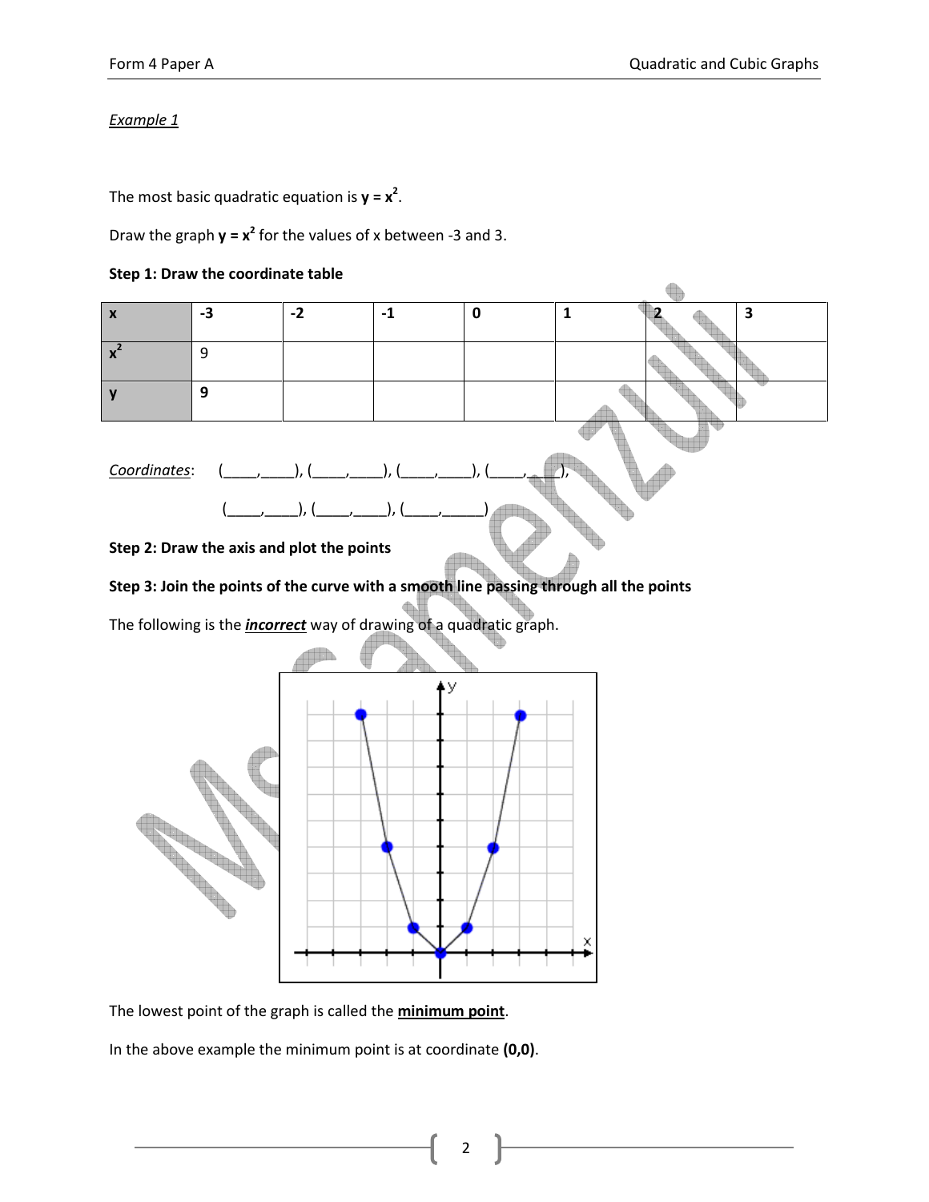*Example 1*

The most basic quadratic equation is $\mathbf{y = x^2}$.

Draw the graph $\mathbf{y = x^2}$ for the values of x between -3 and 3.

**Step 1: Draw the coordinate table**

| **x** | **-3** | **-2** | **-1** | **0** | **1** | **2** | **3** |
|---|---|---|---|---|---|---|---|
| $x^2$ | 9 | | | | | | |
| **y** | **9** | | | | | | |

*Coordinates*: (____,____), (____,____), (____,____), (____,____),

(____,____), (____,____), (____,_____)

**Step 2: Draw the axis and plot the points**

**Step 3: Join the points of the curve with a smooth line passing through all the points**

The following is the ***incorrect*** way of drawing of a quadratic graph.

The lowest point of the graph is called the **minimum point**.

In the above example the minimum point is at coordinate **(0,0)**.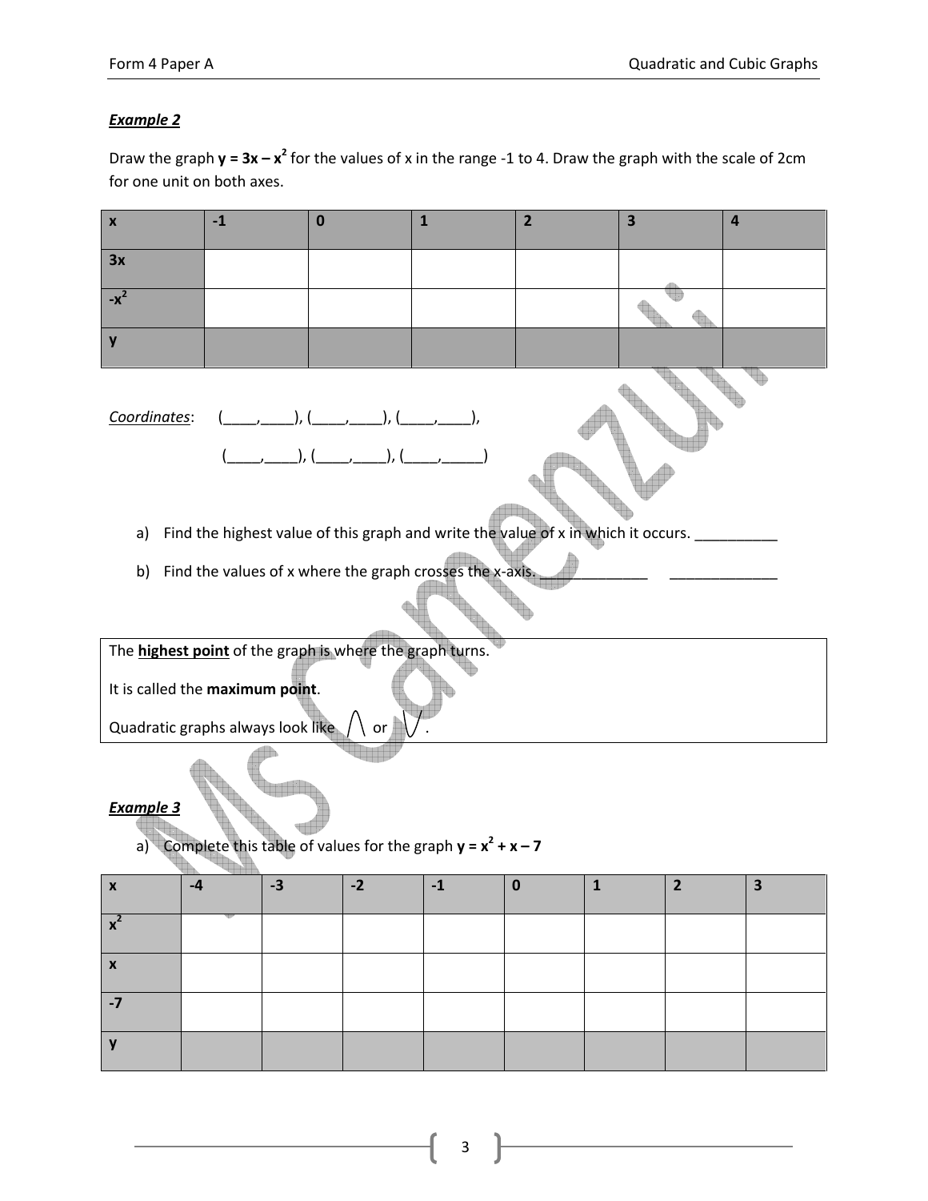***Example 2***

Draw the graph $y = 3x - x^2$ for the values of x in the range -1 to 4. Draw the graph with the scale of 2cm for one unit on both axes.

| x | -1 | 0 | 1 | 2 | 3 | 4 |
|---|---|---|---|---|---|---|
| 3x | | | | | | |
| $-x^2$ | | | | | | |
| y | | | | | | |

*Coordinates*: (____,____), (____,____), (____,____),

(____,____), (____,____), (____,_____)

a) Find the highest value of this graph and write the value of x in which it occurs. __________

b) Find the values of x where the graph crosses the x-axis. _____________ _____________

| The **highest point** of the graph is where the graph turns. |
|---|
| It is called the **maximum point**. |
| Quadratic graphs always look like ∧ or ∨. |

***Example 3***

a) Complete this table of values for the graph $y = x^2 + x - 7$

| x | -4 | -3 | -2 | -1 | 0 | 1 | 2 | 3 |
|---|---|---|---|---|---|---|---|---|
| $x^2$ | | | | | | | | |
| x | | | | | | | | |
| -7 | | | | | | | | |
| y | | | | | | | | |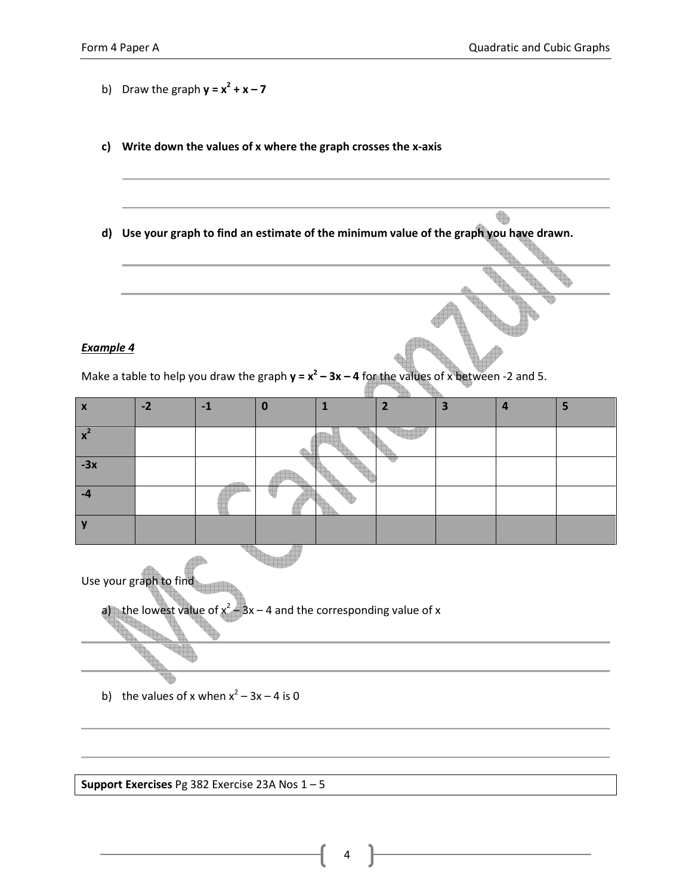b) Draw the graph $\mathbf{y = x^2 + x - 7}$

**c) Write down the values of x where the graph crosses the x-axis**

**d) Use your graph to find an estimate of the minimum value of the graph you have drawn.**

***Example 4***

Make a table to help you draw the graph $\mathbf{y = x^2 - 3x - 4}$ for the values of x between -2 and 5.

| x | -2 | -1 | 0 | 1 | 2 | 3 | 4 | 5 |
|---|---|---|---|---|---|---|---|---|
| $x^2$ | | | | | | | | |
| -3x | | | | | | | | |
| -4 | | | | | | | | |
| y | | | | | | | | |

Use your graph to find

a) the lowest value of $x^2 - 3x - 4$ and the corresponding value of x

b) the values of x when $x^2 - 3x - 4$ is 0

**Support Exercises** Pg 382 Exercise 23A Nos 1 – 5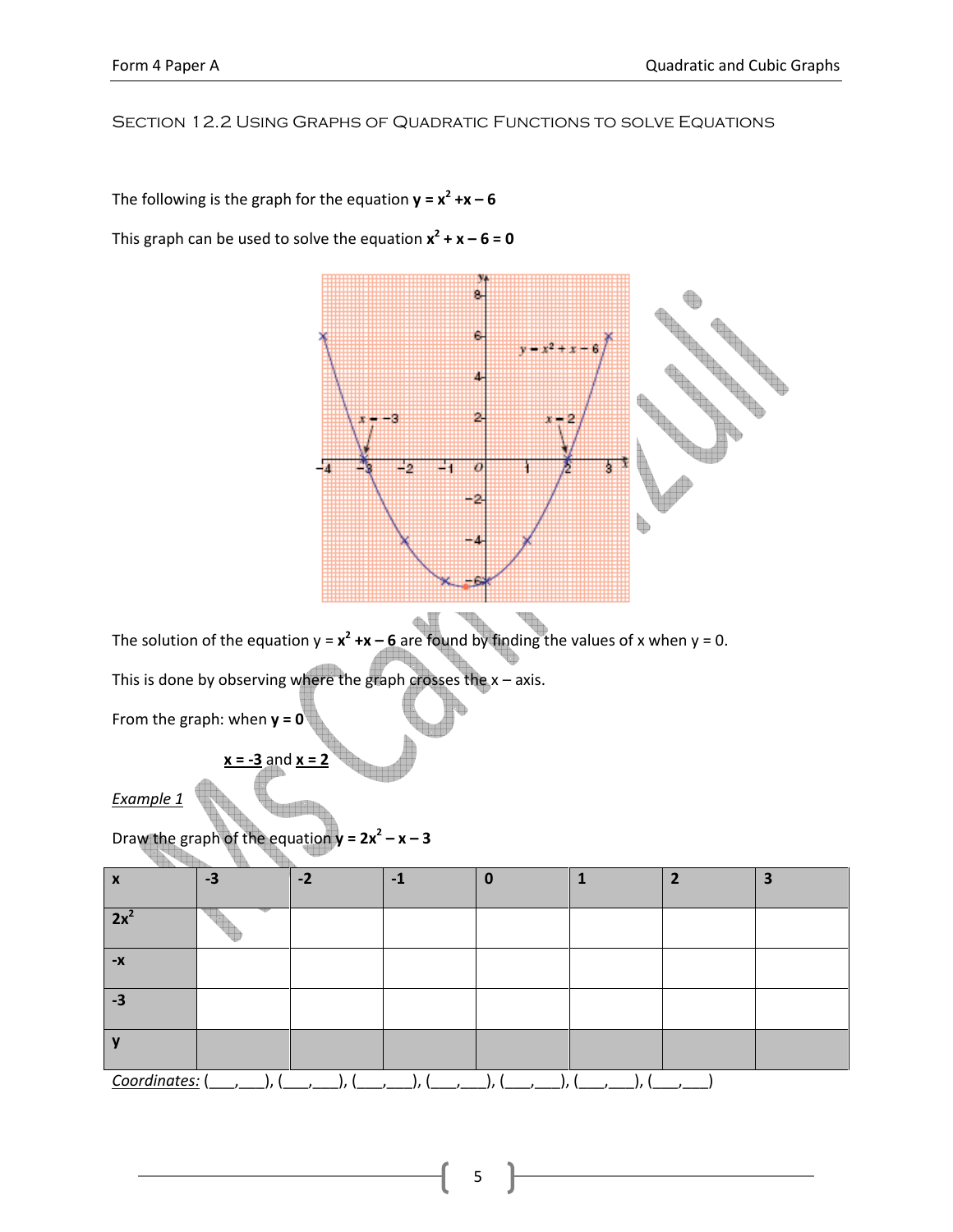## Section 12.2 Using Graphs of Quadratic Functions to solve Equations

The following is the graph for the equation $\mathbf{y = x^2 + x - 6}$

This graph can be used to solve the equation $\mathbf{x^2 + x - 6 = 0}$

The solution of the equation $y = \mathbf{x^2 + x - 6}$ are found by finding the values of x when y = 0.

This is done by observing where the graph crosses the x – axis.

From the graph: when **y = 0**

<u>**x = -3**</u> and <u>**x = 2**</u>

*<u>Example 1</u>*

Draw the graph of the equation $\mathbf{y = 2x^2 - x - 3}$

| **x** | **-3** | **-2** | **-1** | **0** | **1** | **2** | **3** |
|---|---|---|---|---|---|---|---|
| $2x^2$ | | | | | | | |
| $-x$ | | | | | | | |
| $-3$ | | | | | | | |
| **y** | | | | | | | |

*<u>Coordinates:</u>* (___,___), (___,___), (___,___), (___,___), (___,___), (___,___), (___,___)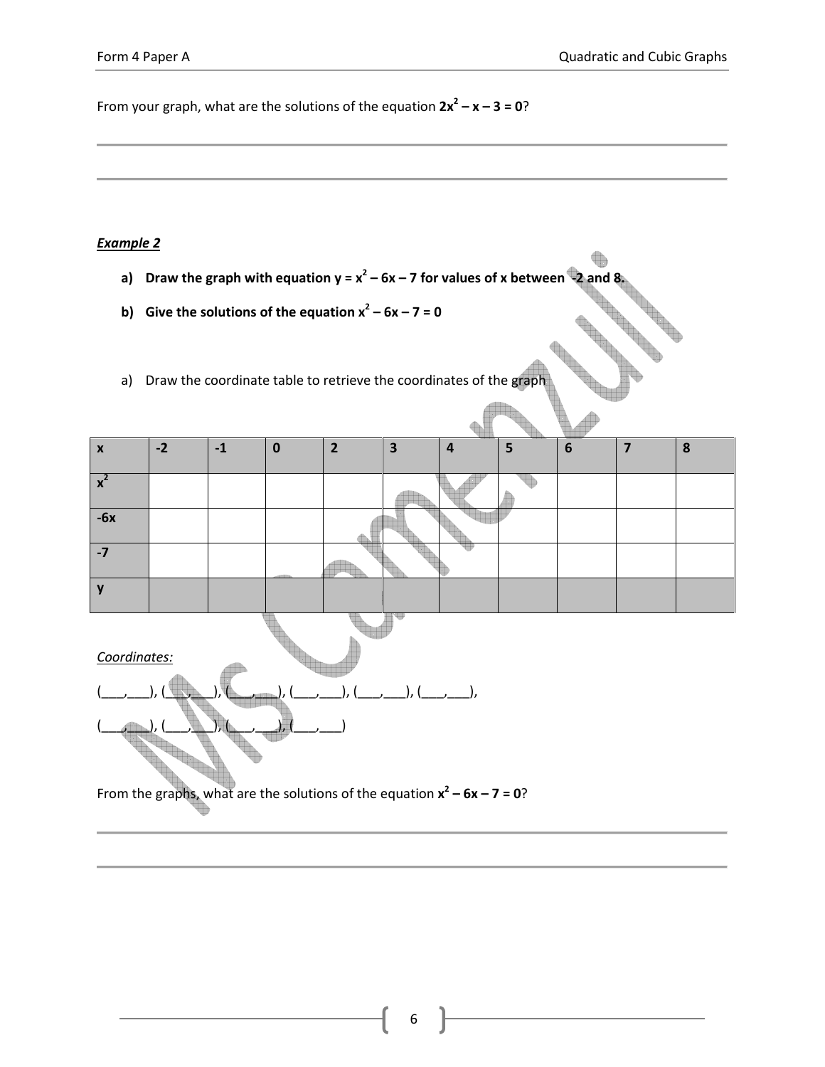From your graph, what are the solutions of the equation $\mathbf{2x^2 - x - 3 = 0}$?

---

---

***Example 2***

**a) Draw the graph with equation $y = x^2 - 6x - 7$ for values of x between -2 and 8.**

**b) Give the solutions of the equation $x^2 - 6x - 7 = 0$**

a) Draw the coordinate table to retrieve the coordinates of the graph

| **x** | **-2** | **-1** | **0** | **2** | **3** | **4** | **5** | **6** | **7** | **8** |
|---|---|---|---|---|---|---|---|---|---|---|
| $x^2$ | | | | | | | | | | |
| **-6x** | | | | | | | | | | |
| **-7** | | | | | | | | | | |
| **y** | | | | | | | | | | |

*Coordinates:*

(\_\_\_,\_\_\_), (\_\_\_,\_\_\_), (\_\_\_,\_\_\_), (\_\_\_,\_\_\_), (\_\_\_,\_\_\_), (\_\_\_,\_\_\_),

(\_\_\_,\_\_\_), (\_\_\_,\_\_\_), (\_\_\_,\_\_\_), (\_\_\_,\_\_\_)

From the graphs, what are the solutions of the equation $\mathbf{x^2 - 6x - 7 = 0}$?

---

---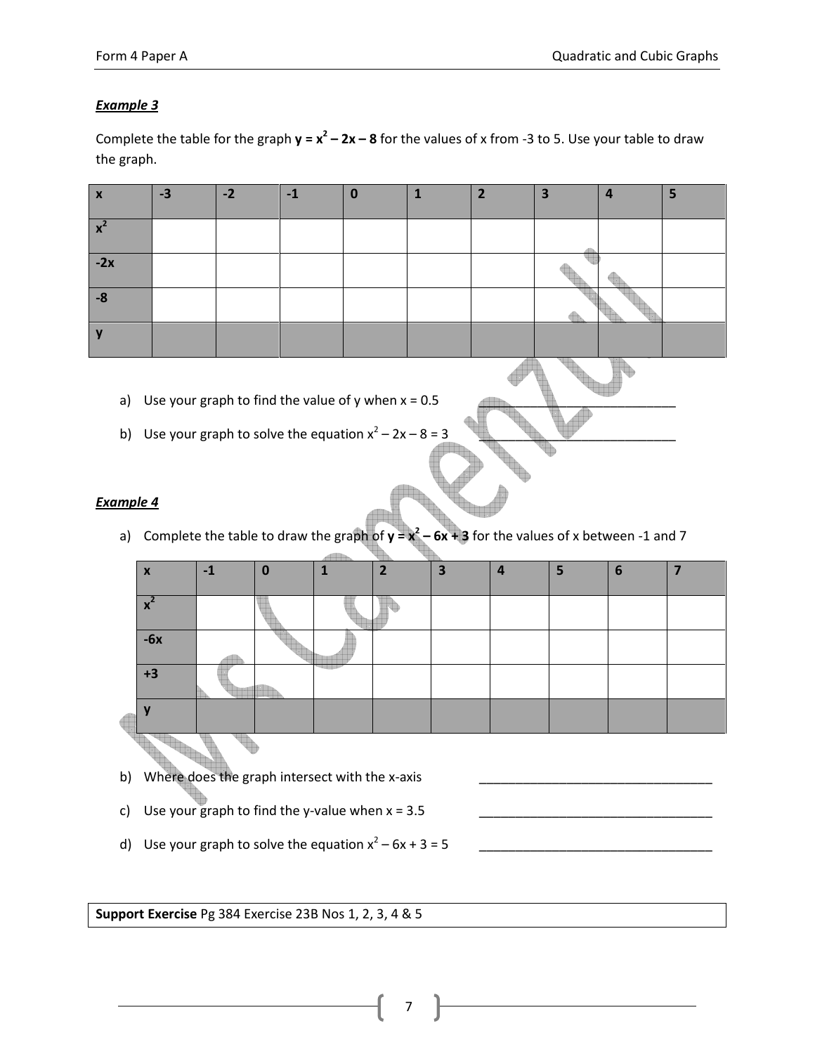***Example 3***

Complete the table for the graph $y = x^2 - 2x - 8$ for the values of x from -3 to 5. Use your table to draw the graph.

| x | -3 | -2 | -1 | 0 | 1 | 2 | 3 | 4 | 5 |
|---|---|---|---|---|---|---|---|---|---|
| $x^2$ | | | | | | | | | |
| -2x | | | | | | | | | |
| -8 | | | | | | | | | |
| y | | | | | | | | | |

a) Use your graph to find the value of y when x = 0.5 ______________________

b) Use your graph to solve the equation $x^2 - 2x - 8 = 3$ ______________________

***Example 4***

a) Complete the table to draw the graph of $y = x^2 - 6x + 3$ for the values of x between -1 and 7

| x | -1 | 0 | 1 | 2 | 3 | 4 | 5 | 6 | 7 |
|---|---|---|---|---|---|---|---|---|---|
| $x^2$ | | | | | | | | | |
| -6x | | | | | | | | | |
| +3 | | | | | | | | | |
| y | | | | | | | | | |

b) Where does the graph intersect with the x-axis ______________________

c) Use your graph to find the y-value when x = 3.5 ______________________

d) Use your graph to solve the equation $x^2 - 6x + 3 = 5$ ______________________

**Support Exercise** Pg 384 Exercise 23B Nos 1, 2, 3, 4 & 5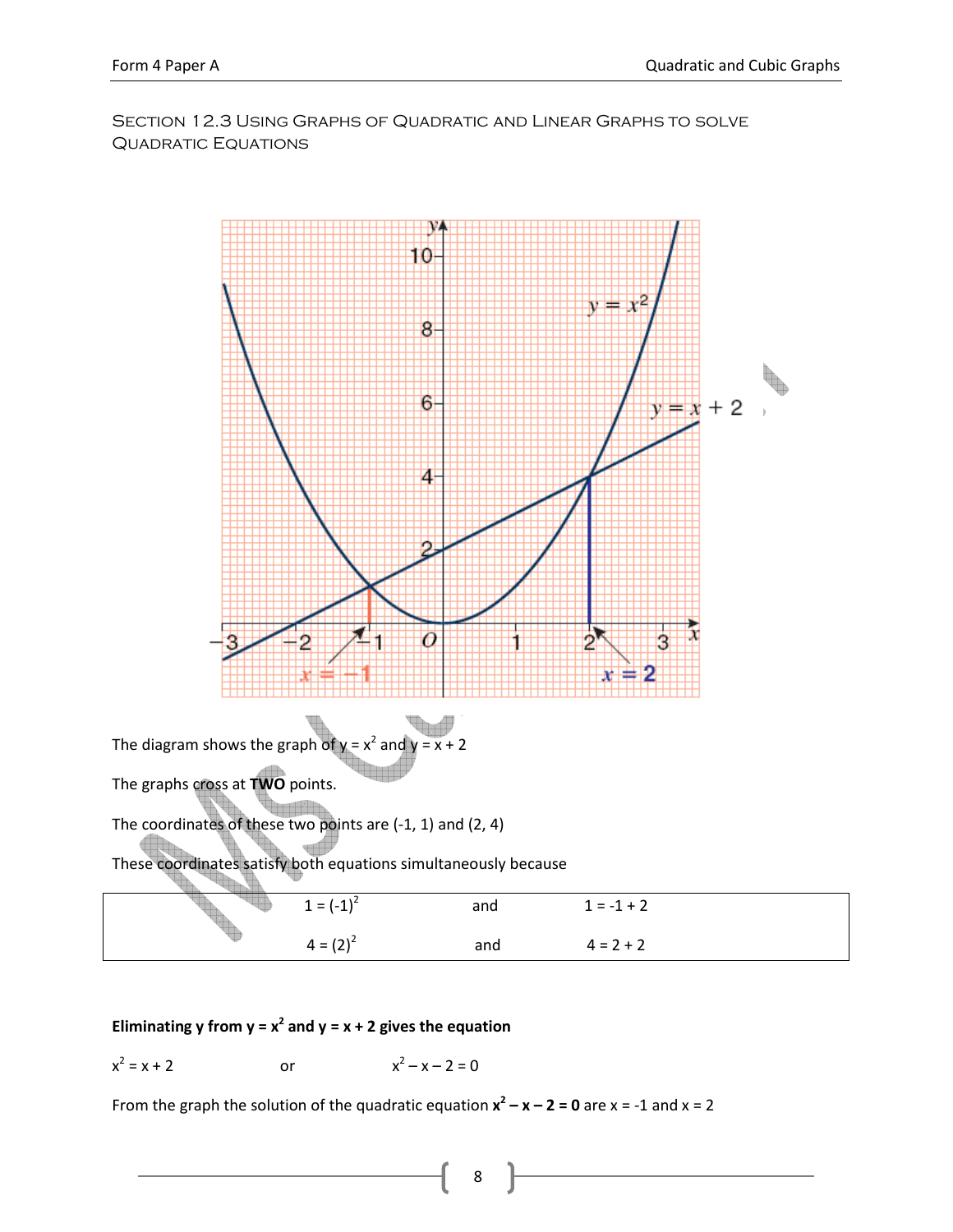## Section 12.3 Using Graphs of Quadratic and Linear Graphs to solve Quadratic Equations

The diagram shows the graph of $y = x^2$ and $y = x + 2$

The graphs cross at **TWO** points.

The coordinates of these two points are (-1, 1) and (2, 4)

These coordinates satisfy both equations simultaneously because

| | | |
|---|---|---|
| $1 = (-1)^2$ | and | $1 = -1 + 2$ |
| $4 = (2)^2$ | and | $4 = 2 + 2$ |

**Eliminating y from $y = x^2$ and $y = x + 2$ gives the equation**

$x^2 = x + 2$ or $x^2 - x - 2 = 0$

From the graph the solution of the quadratic equation $\mathbf{x^2 - x - 2 = 0}$ are $x = -1$ and $x = 2$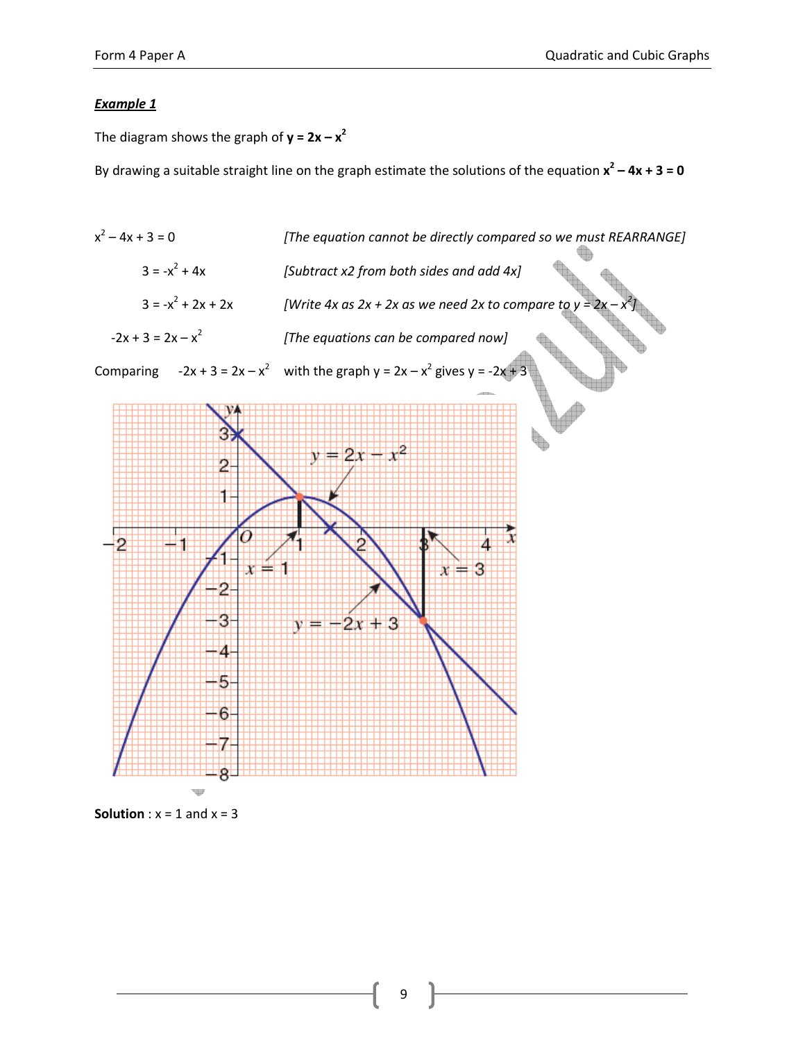***Example 1***

The diagram shows the graph of $\mathbf{y = 2x - x^2}$

By drawing a suitable straight line on the graph estimate the solutions of the equation $\mathbf{x^2 - 4x + 3 = 0}$

$x^2 - 4x + 3 = 0$ *[The equation cannot be directly compared so we must REARRANGE]*

$3 = -x^2 + 4x$ *[Subtract x2 from both sides and add 4x]*

$3 = -x^2 + 2x + 2x$ *[Write 4x as 2x + 2x as we need 2x to compare to $y = 2x - x^2$]*

$-2x + 3 = 2x - x^2$ *[The equations can be compared now]*

Comparing $-2x + 3 = 2x - x^2$ with the graph $y = 2x - x^2$ gives $y = -2x + 3$

**Solution** : x = 1 and x = 3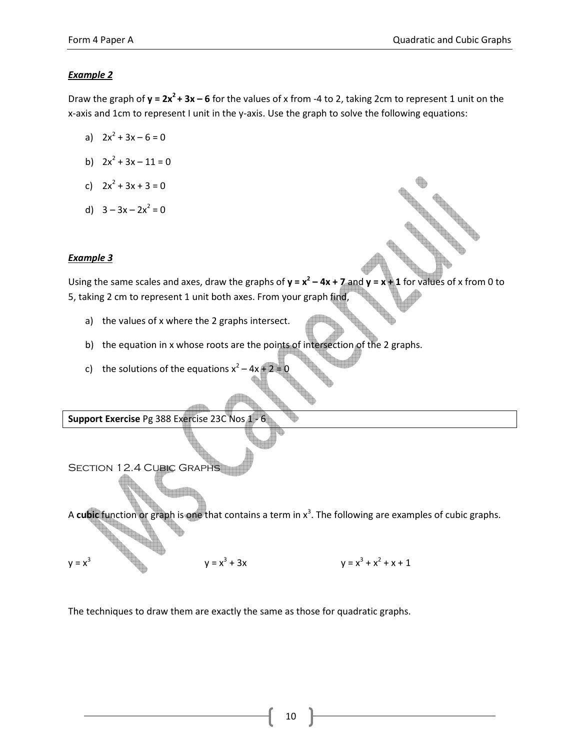### *Example 2*

Draw the graph of $\mathbf{y = 2x^2 + 3x - 6}$ for the values of x from -4 to 2, taking 2cm to represent 1 unit on the x-axis and 1cm to represent I unit in the y-axis. Use the graph to solve the following equations:

a) $2x^2 + 3x - 6 = 0$

b) $2x^2 + 3x - 11 = 0$

c) $2x^2 + 3x + 3 = 0$

d) $3 - 3x - 2x^2 = 0$

### *Example 3*

Using the same scales and axes, draw the graphs of $\mathbf{y = x^2 - 4x + 7}$ and $\mathbf{y = x + 1}$ for values of x from 0 to 5, taking 2 cm to represent 1 unit both axes. From your graph find,

a) the values of x where the 2 graphs intersect.

b) the equation in x whose roots are the points of intersection of the 2 graphs.

c) the solutions of the equations $x^2 - 4x + 2 = 0$

| **Support Exercise** Pg 388 Exercise 23C Nos 1 - 6 |
|---|

## Section 12.4 Cubic Graphs

A **cubic** function or graph is one that contains a term in $x^3$. The following are examples of cubic graphs.

$y = x^3$ $\qquad\qquad$ $y = x^3 + 3x$ $\qquad\qquad$ $y = x^3 + x^2 + x + 1$

The techniques to draw them are exactly the same as those for quadratic graphs.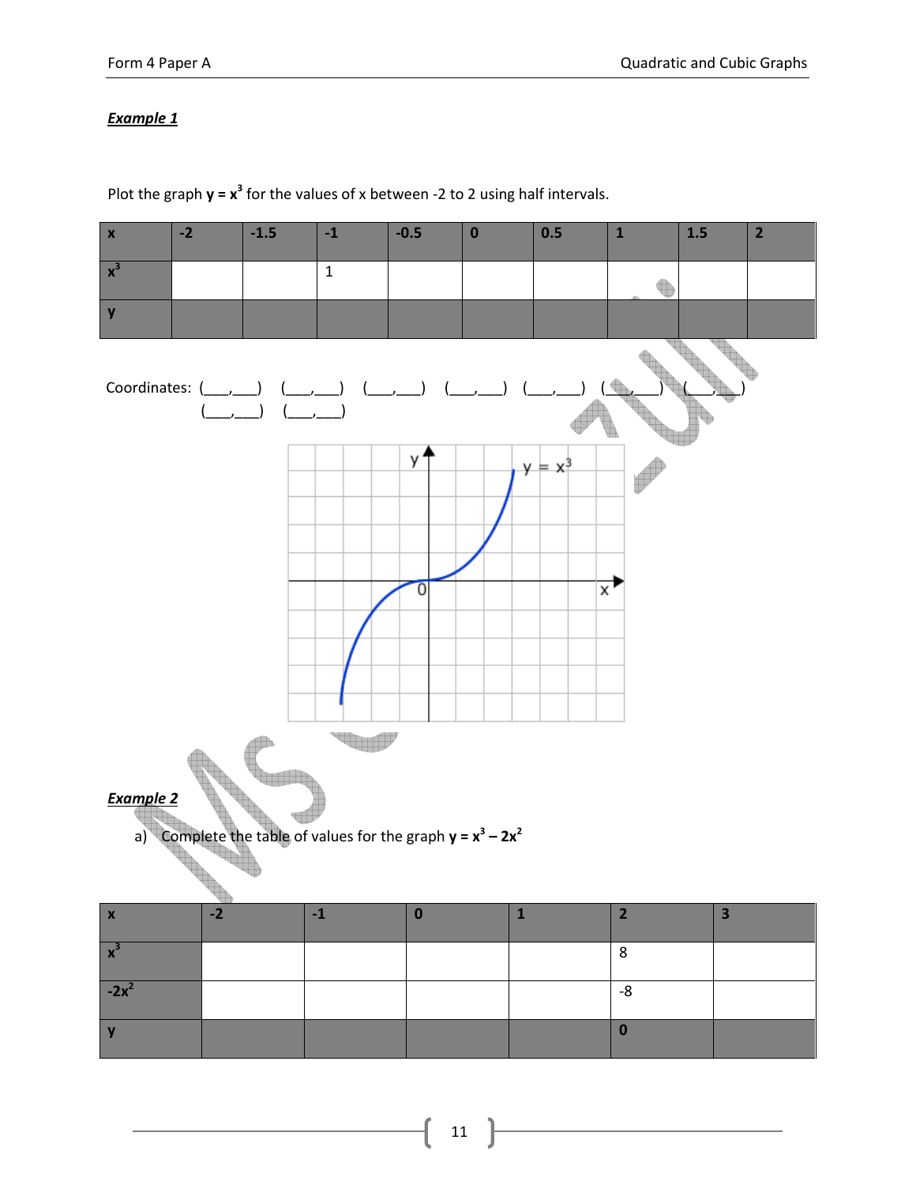***Example 1***

Plot the graph **$y = x^3$** for the values of x between -2 to 2 using half intervals.

| x | -2 | -1.5 | -1 | -0.5 | 0 | 0.5 | 1 | 1.5 | 2 |
|---|---|---|---|---|---|---|---|---|---|
| $x^3$ | | | 1 | | | | | | |
| y | | | | | | | | | |

Coordinates: (___,___) (___,___) (___,___) (___,___) (___,___) (___,___) (___,___)
(___,___) (___,___)

***Example 2***

a) Complete the table of values for the graph **$y = x^3 - 2x^2$**

| x | -2 | -1 | 0 | 1 | 2 | 3 |
|---|---|---|---|---|---|---|
| $x^3$ | | | | | 8 | |
| $-2x^2$ | | | | | -8 | |
| y | | | | | 0 | |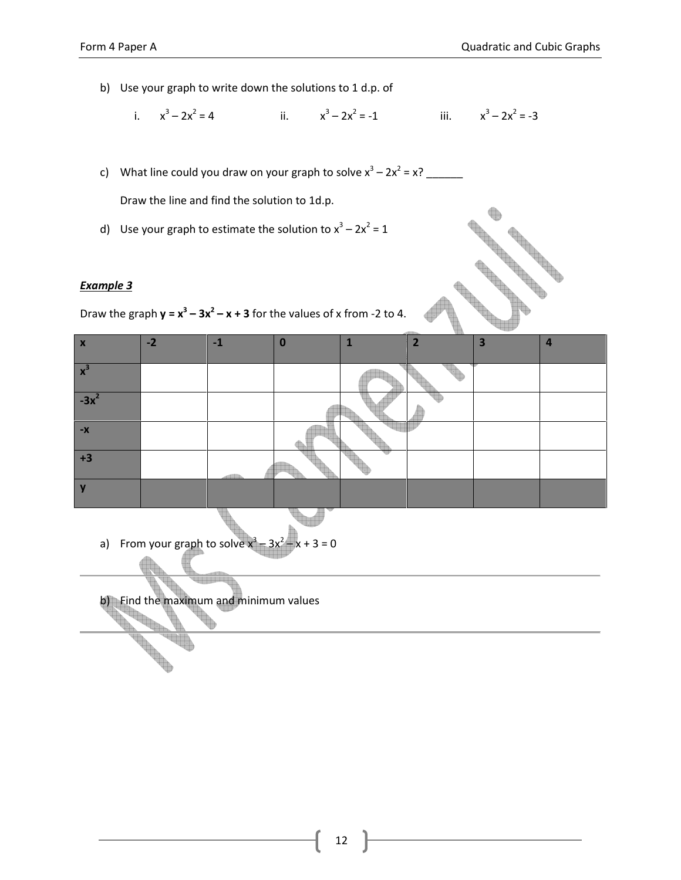b) Use your graph to write down the solutions to 1 d.p. of

i. $x^3 - 2x^2 = 4$  ii. $x^3 - 2x^2 = -1$  iii. $x^3 - 2x^2 = -3$

c) What line could you draw on your graph to solve $x^3 - 2x^2 = x$? ______

Draw the line and find the solution to 1d.p.

d) Use your graph to estimate the solution to $x^3 - 2x^2 = 1$

***Example 3***

Draw the graph $\mathbf{y = x^3 - 3x^2 - x + 3}$ for the values of x from -2 to 4.

| x | -2 | -1 | 0 | 1 | 2 | 3 | 4 |
|---|---|---|---|---|---|---|---|
| $x^3$ | | | | | | | |
| $-3x^2$ | | | | | | | |
| $-x$ | | | | | | | |
| $+3$ | | | | | | | |
| y | | | | | | | |

a) From your graph to solve $x^3 - 3x^2 - x + 3 = 0$

b) Find the maximum and minimum values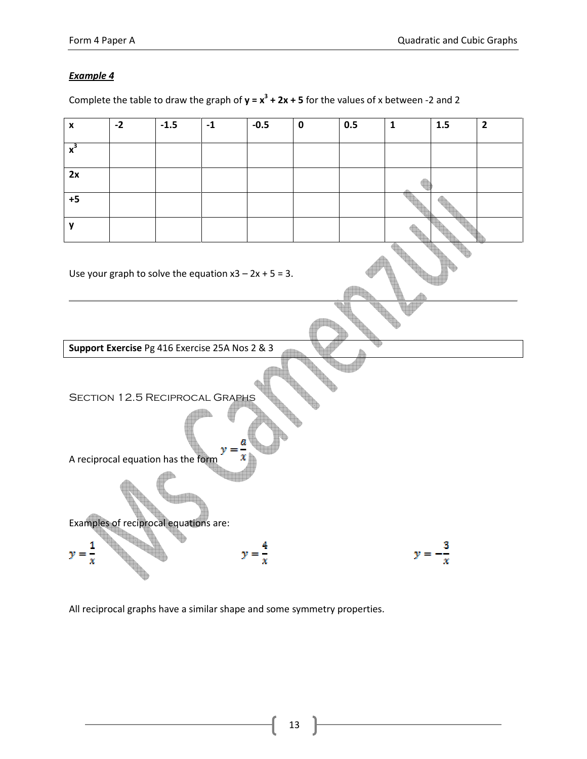### ***Example 4***

Complete the table to draw the graph of $\mathbf{y = x^3 + 2x + 5}$ for the values of x between -2 and 2

| **x** | **-2** | **-1.5** | **-1** | **-0.5** | **0** | **0.5** | **1** | **1.5** | **2** |
|---|---|---|---|---|---|---|---|---|---|
| $\mathbf{x^3}$ | | | | | | | | | |
| **2x** | | | | | | | | | |
| **+5** | | | | | | | | | |
| **y** | | | | | | | | | |

Use your graph to solve the equation x3 – 2x + 5 = 3.

---

| **Support Exercise** Pg 416 Exercise 25A Nos 2 & 3 |
|---|

## Section 12.5 Reciprocal Graphs

A reciprocal equation has the form $y = \frac{a}{x}$

Examples of reciprocal equations are:

$y = \frac{1}{x}$ $\qquad\qquad$ $y = \frac{4}{x}$ $\qquad\qquad$ $y = -\frac{3}{x}$

All reciprocal graphs have a similar shape and some symmetry properties.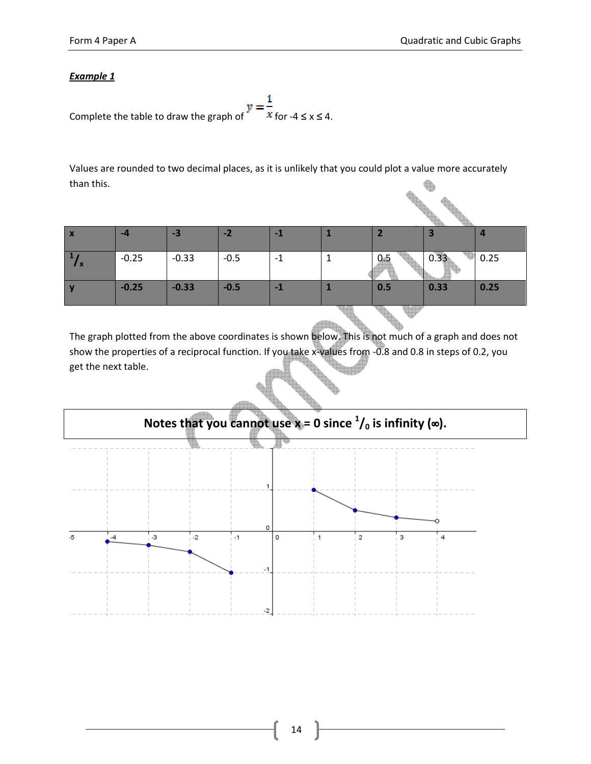***Example 1***

Complete the table to draw the graph of $y = \frac{1}{x}$ for $-4 \le x \le 4$.

Values are rounded to two decimal places, as it is unlikely that you could plot a value more accurately than this.

| x | -4 | -3 | -2 | -1 | 1 | 2 | 3 | 4 |
|---|---|---|---|---|---|---|---|---|
| $^1/_x$ | -0.25 | -0.33 | -0.5 | -1 | 1 | 0.5 | 0.33 | 0.25 |
| y | -0.25 | -0.33 | -0.5 | -1 | 1 | 0.5 | 0.33 | 0.25 |

The graph plotted from the above coordinates is shown below. This is not much of a graph and does not show the properties of a reciprocal function. If you take x-values from -0.8 and 0.8 in steps of 0.2, you get the next table.

**Notes that you cannot use x = 0 since $^1/_0$ is infinity (∞).**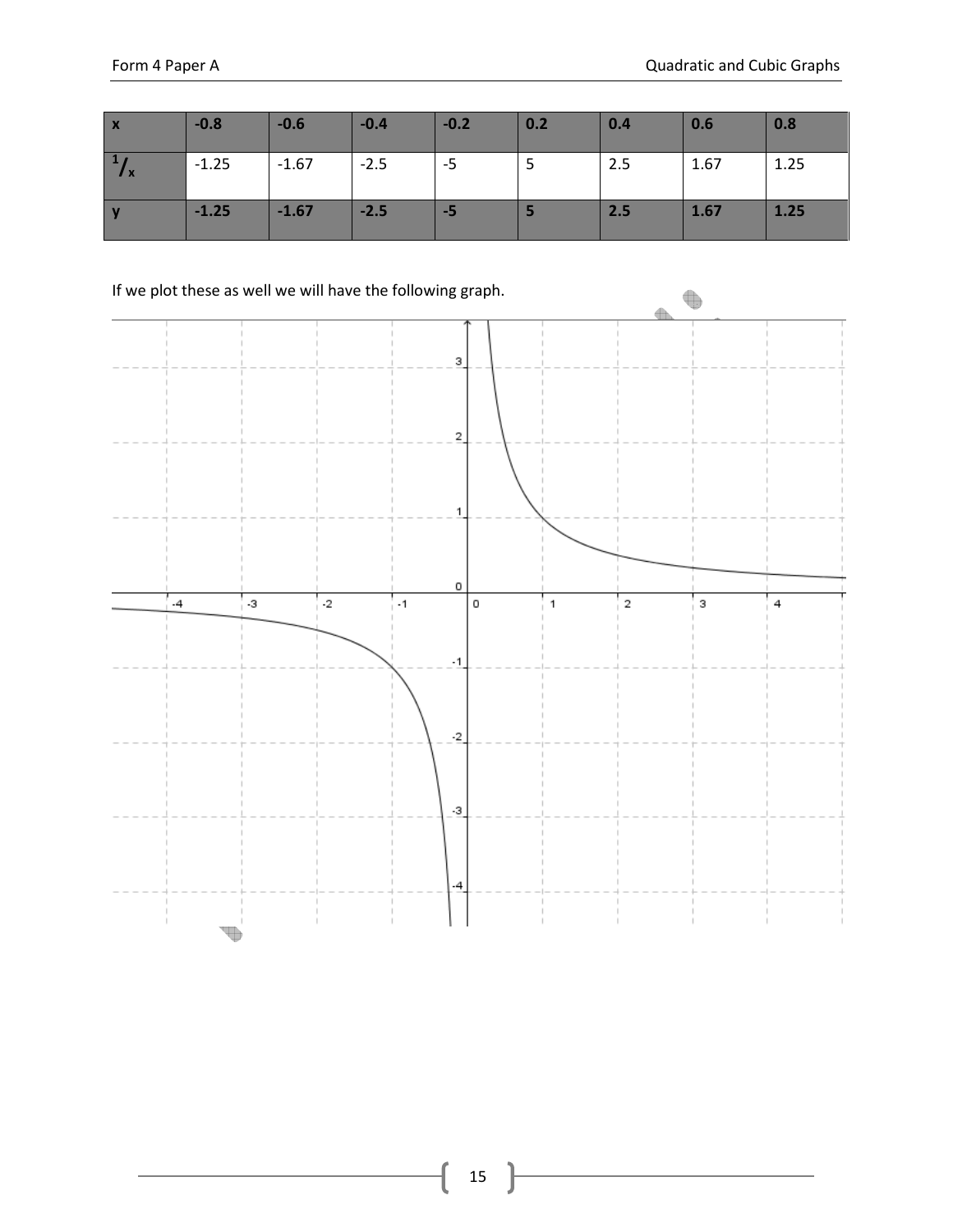| $x$ | -0.8 | -0.6 | -0.4 | -0.2 | 0.2 | 0.4 | 0.6 | 0.8 |
|---|---|---|---|---|---|---|---|---|
| $^1/_x$ | -1.25 | -1.67 | -2.5 | -5 | 5 | 2.5 | 1.67 | 1.25 |
| $y$ | **-1.25** | **-1.67** | **-2.5** | **-5** | **5** | **2.5** | **1.67** | **1.25** |

If we plot these as well we will have the following graph.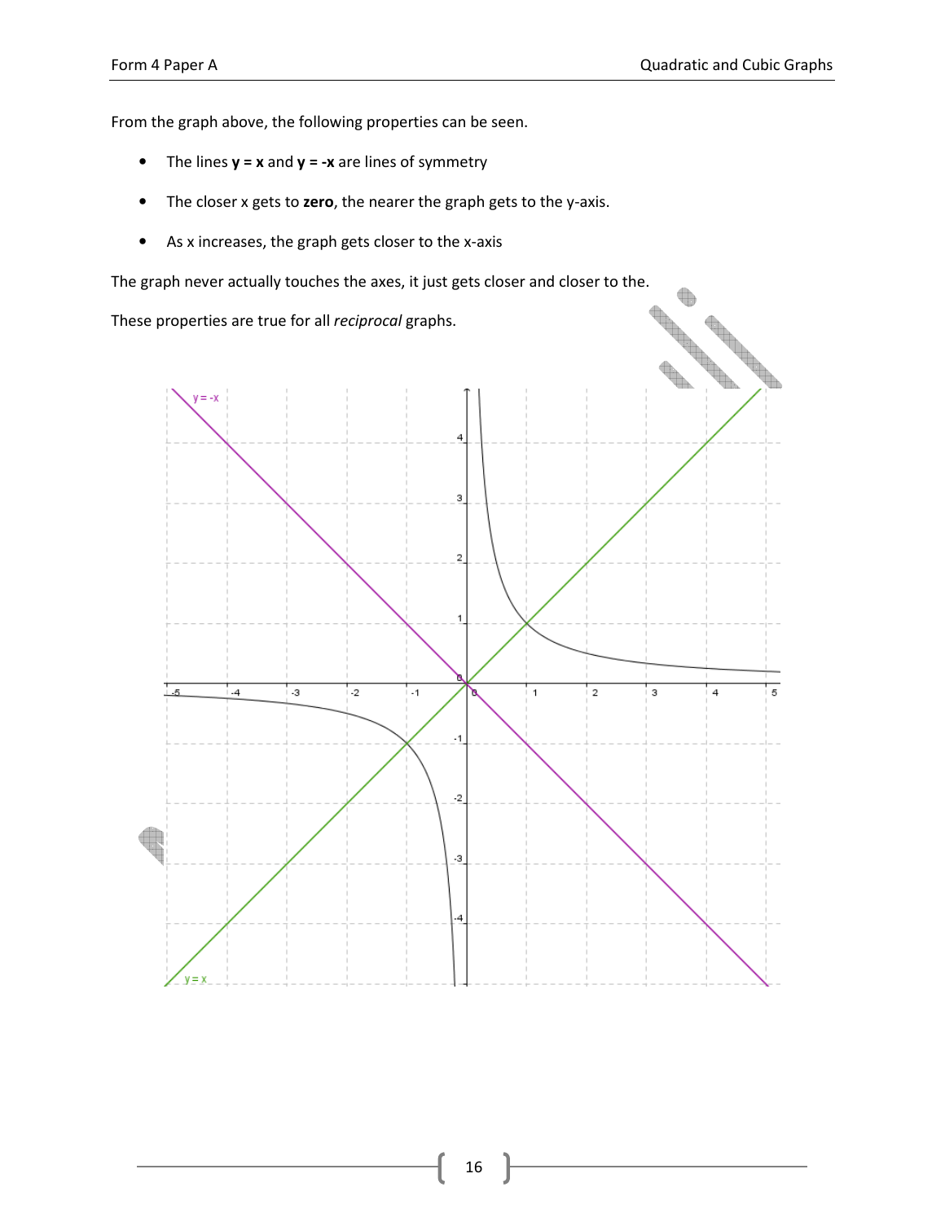From the graph above, the following properties can be seen.

- The lines **y = x** and **y = -x** are lines of symmetry
- The closer x gets to **zero**, the nearer the graph gets to the y-axis.
- As x increases, the graph gets closer to the x-axis

The graph never actually touches the axes, it just gets closer and closer to the.

These properties are true for all *reciprocal* graphs.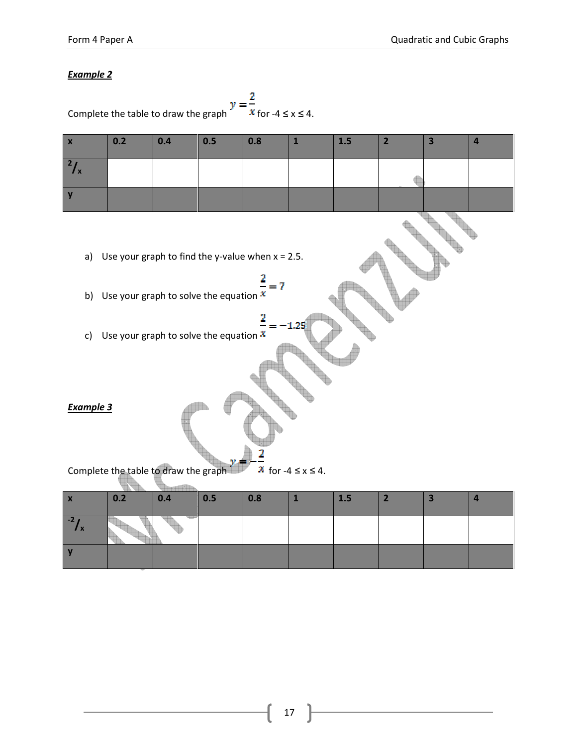***Example 2***

Complete the table to draw the graph $y = \frac{2}{x}$ for $-4 \leq x \leq 4$.

| x | 0.2 | 0.4 | 0.5 | 0.8 | 1 | 1.5 | 2 | 3 | 4 |
|---|---|---|---|---|---|---|---|---|---|
| $^2/_x$ | | | | | | | | | |
| y | | | | | | | | | |

a) Use your graph to find the y-value when x = 2.5.

b) Use your graph to solve the equation $\frac{2}{x} = 7$

c) Use your graph to solve the equation $\frac{2}{x} = -1.25$

***Example 3***

Complete the table to draw the graph $y = -\frac{2}{x}$ for $-4 \leq x \leq 4$.

| x | 0.2 | 0.4 | 0.5 | 0.8 | 1 | 1.5 | 2 | 3 | 4 |
|---|---|---|---|---|---|---|---|---|---|
| $^{-2}/_x$ | | | | | | | | | |
| y | | | | | | | | | |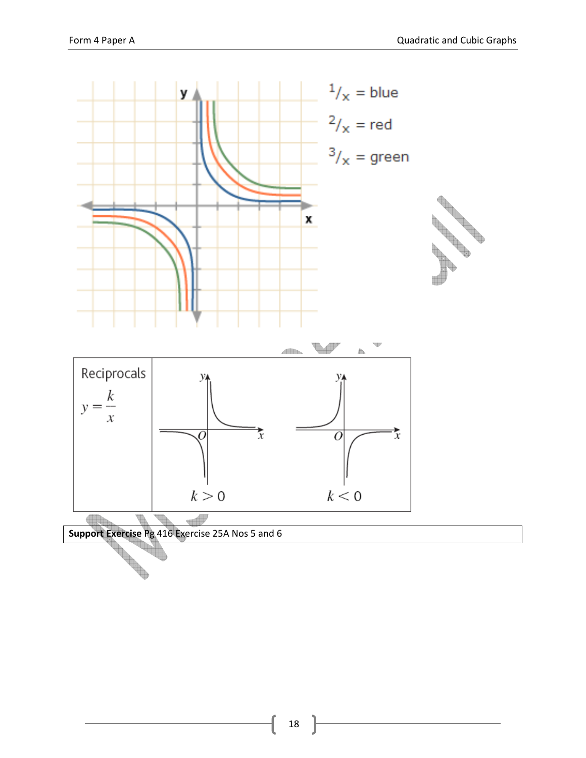y

x

$^1/_x$ = blue

$^2/_x$ = red

$^3/_x$ = green

| | |
|---|---|
| Reciprocals $y = \frac{k}{x}$ | y, O, x, $k > 0$ ; y, O, x, $k < 0$ |

| |
|---|
| **Support Exercise** Pg 416 Exercise 25A Nos 5 and 6 |